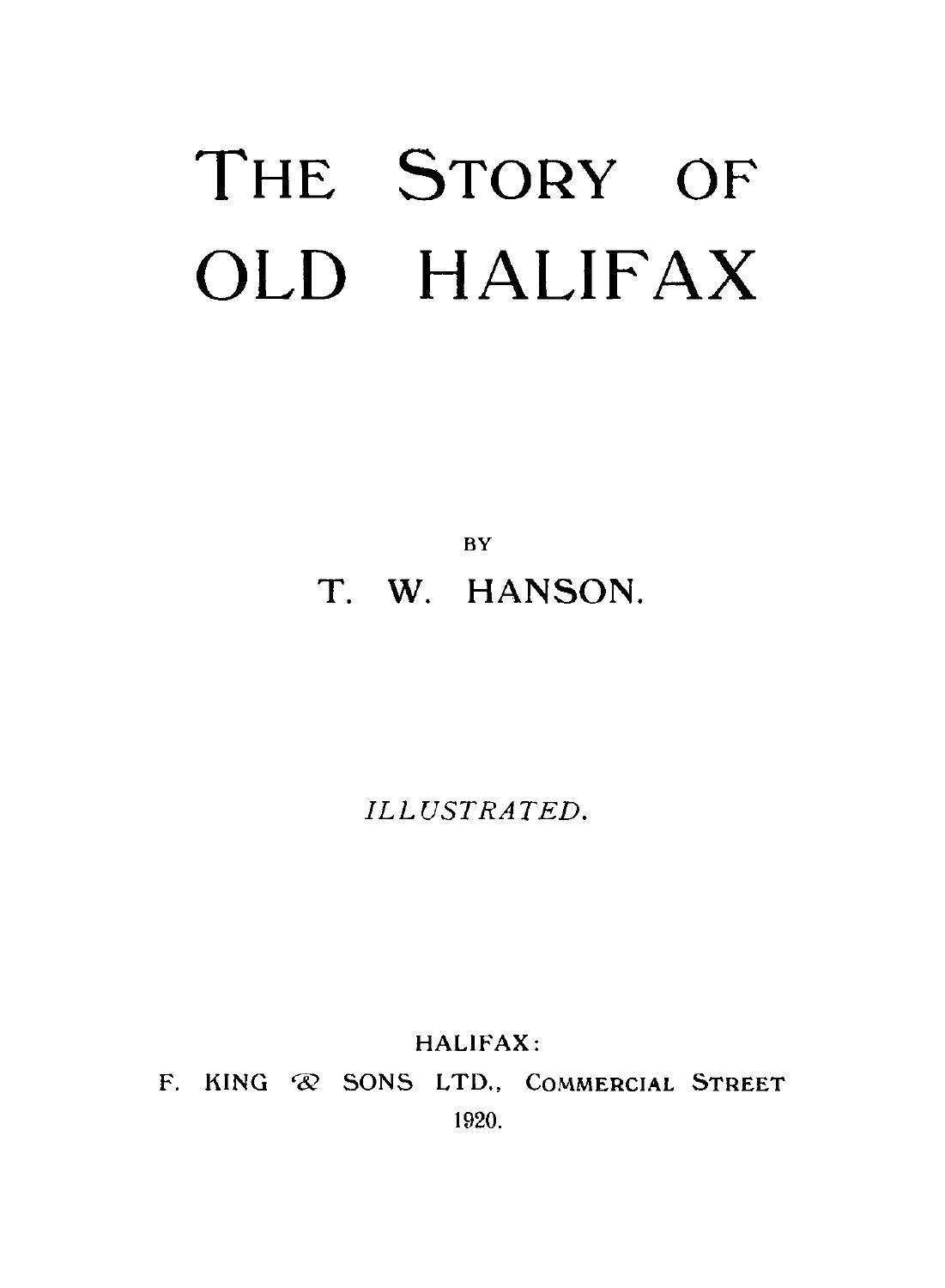# THE STORY OF OLD HALIFAX

BY

## T. W. HANSON.

*ILLUSTRATED.*

HALIFAX:

F. KING & SONS LTD., COMMERCIAL STREET

1920.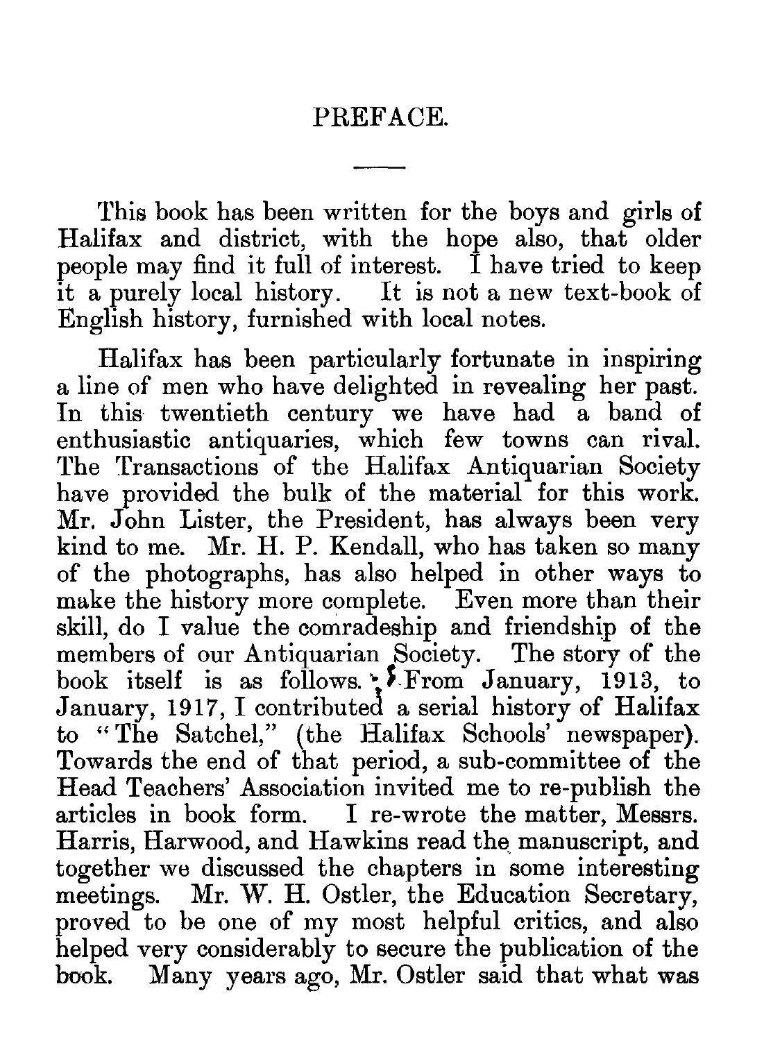# PREFACE.

This book has been written for the boys and girls of Halifax and district, with the hope also, that older people may find it full of interest. I have tried to keep it a purely local history. It is not a new text-book of English history, furnished with local notes.

Halifax has been particularly fortunate in inspiring a line of men who have delighted in revealing her past. In this twentieth century we have had a band of enthusiastic antiquaries, which few towns can rival. The Transactions of the Halifax Antiquarian Society have provided the bulk of the material for this work. Mr. John Lister, the President, has always been very kind to me. Mr. H. P. Kendall, who has taken so many of the photographs, has also helped in other ways to make the history more complete. Even more than their skill, do I value the comradeship and friendship of the members of our Antiquarian Society. The story of the book itself is as follows. From January, 1913, to January, 1917, I contributed a serial history of Halifax to "The Satchel," (the Halifax Schools' newspaper). Towards the end of that period, a sub-committee of the Head Teachers' Association invited me to re-publish the articles in book form. I re-wrote the matter, Messrs. Harris, Harwood, and Hawkins read the manuscript, and together we discussed the chapters in some interesting meetings. Mr. W. H. Ostler, the Education Secretary, proved to be one of my most helpful critics, and also helped very considerably to secure the publication of the book. Many years ago, Mr. Ostler said that what was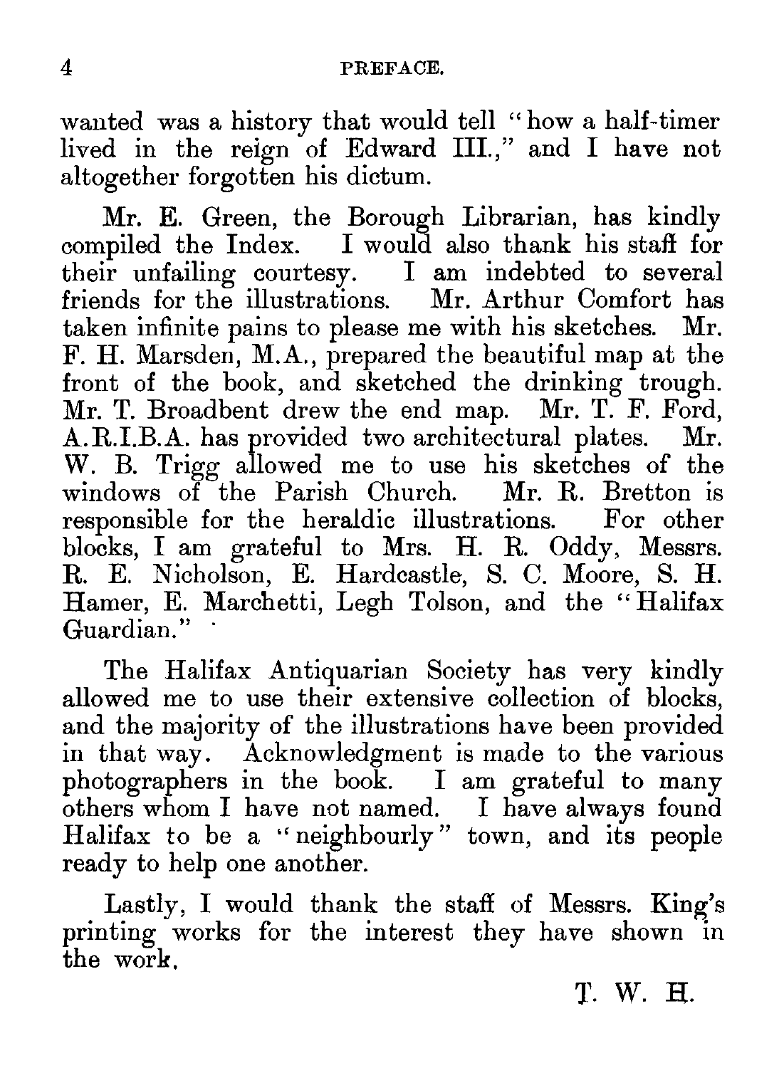wanted was a history that would tell "how a half-timer lived in the reign of Edward III.," and I have not altogether forgotten his dictum.

Mr. E. Green, the Borough Librarian, has kindly compiled the Index. I would also thank his staff for their unfailing courtesy. I am indebted to several friends for the illustrations. Mr. Arthur Comfort has taken infinite pains to please me with his sketches. Mr. F. H. Marsden, M.A., prepared the beautiful map at the front of the book, and sketched the drinking trough. Mr. T. Broadbent drew the end map. Mr. T. F. Ford, A.R.I.B.A. has provided two architectural plates. Mr. W. B. Trigg allowed me to use his sketches of the windows of the Parish Church. Mr. R. Bretton is responsible for the heraldic illustrations. For other blocks, I am grateful to Mrs. H. R. Oddy, Messrs. R. E. Nicholson, E. Hardcastle, S. C. Moore, S. H. Hamer, E. Marchetti, Legh Tolson, and the "Halifax Guardian."

The Halifax Antiquarian Society has very kindly allowed me to use their extensive collection of blocks, and the majority of the illustrations have been provided in that way. Acknowledgment is made to the various photographers in the book. I am grateful to many others whom I have not named. I have always found Halifax to be a "neighbourly" town, and its people ready to help one another.

Lastly, I would thank the staff of Messrs. King's printing works for the interest they have shown in the work.

T. W. H.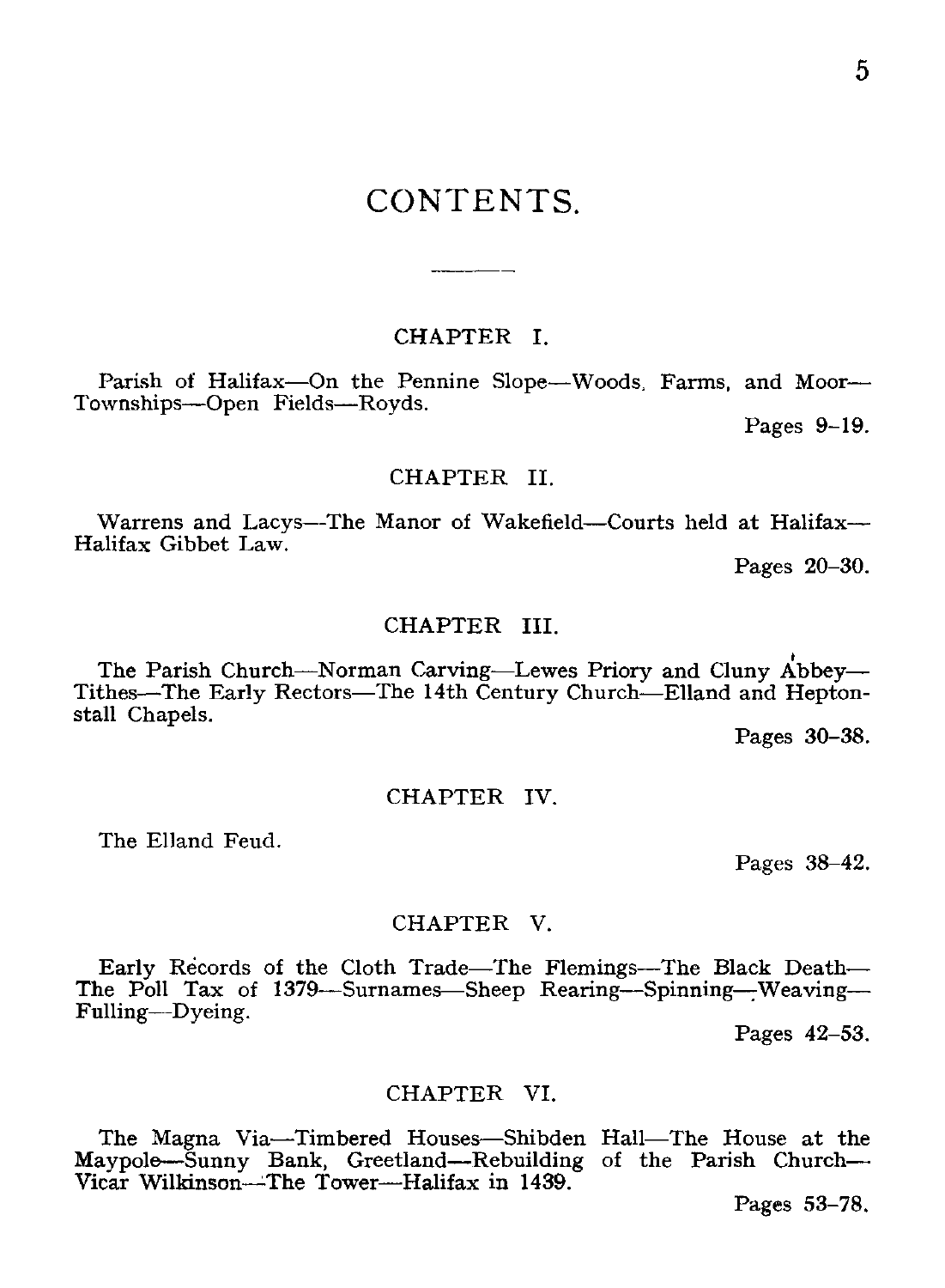# CONTENTS.

## CHAPTER I.

Parish of Halifax—On the Pennine Slope—Woods, Farms, and Moor—Townships—Open Fields—Royds.

Pages 9–19.

## CHAPTER II.

Warrens and Lacys—The Manor of Wakefield—Courts held at Halifax—Halifax Gibbet Law.

Pages 20–30.

## CHAPTER III.

The Parish Church—Norman Carving—Lewes Priory and Cluny Abbey—Tithes—The Early Rectors—The 14th Century Church—Elland and Heptonstall Chapels.

Pages 30–38.

## CHAPTER IV.

The Elland Feud.

Pages 38–42.

## CHAPTER V.

Early Records of the Cloth Trade—The Flemings—The Black Death—The Poll Tax of 1379—Surnames—Sheep Rearing—Spinning—Weaving—Fulling—Dyeing.

Pages 42–53.

## CHAPTER VI.

The Magna Via—Timbered Houses—Shibden Hall—The House at the Maypole—Sunny Bank, Greetland—Rebuilding of the Parish Church—Vicar Wilkinson—The Tower—Halifax in 1439.

Pages 53–78.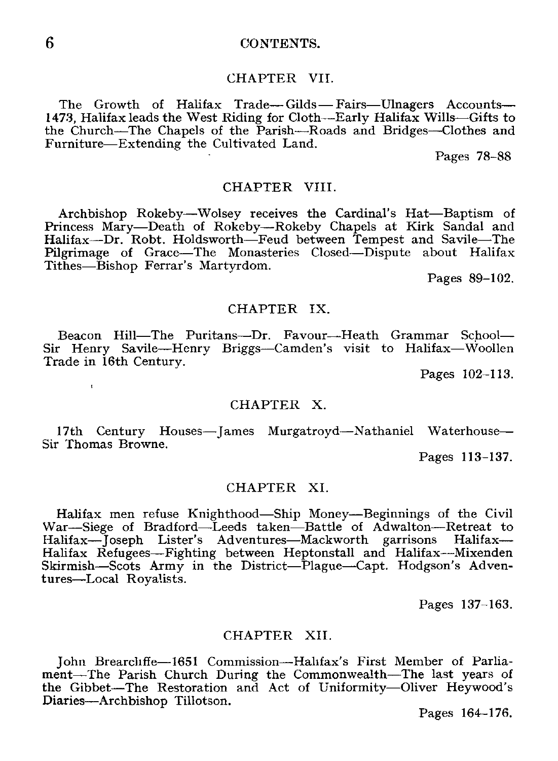## CHAPTER VII.

The Growth of Halifax Trade—Gilds—Fairs—Ulnagers Accounts—1473, Halifax leads the West Riding for Cloth—Early Halifax Wills—Gifts to the Church—The Chapels of the Parish—Roads and Bridges—Clothes and Furniture—Extending the Cultivated Land.

Pages 78–88

## CHAPTER VIII.

Archbishop Rokeby—Wolsey receives the Cardinal's Hat—Baptism of Princess Mary—Death of Rokeby—Rokeby Chapels at Kirk Sandal and Halifax—Dr. Robt. Holdsworth—Feud between Tempest and Savile—The Pilgrimage of Grace—The Monasteries Closed—Dispute about Halifax Tithes—Bishop Ferrar's Martyrdom.

Pages 89–102.

## CHAPTER IX.

Beacon Hill—The Puritans—Dr. Favour—Heath Grammar School—Sir Henry Savile—Henry Briggs—Camden's visit to Halifax—Woollen Trade in 16th Century.

Pages 102–113.

## CHAPTER X.

17th Century Houses—James Murgatroyd—Nathaniel Waterhouse—Sir Thomas Browne.

Pages 113–137.

## CHAPTER XI.

Halifax men refuse Knighthood—Ship Money—Beginnings of the Civil War—Siege of Bradford—Leeds taken—Battle of Adwalton—Retreat to Halifax—Joseph Lister's Adventures—Mackworth garrisons Halifax—Halifax Refugees—Fighting between Heptonstall and Halifax—Mixenden Skirmish—Scots Army in the District—Plague—Capt. Hodgson's Adventures—Local Royalists.

Pages 137–163.

## CHAPTER XII.

John Brearcliffe—1651 Commission—Halifax's First Member of Parliament—The Parish Church During the Commonwealth—The last years of the Gibbet—The Restoration and Act of Uniformity—Oliver Heywood's Diaries—Archbishop Tillotson.

Pages 164–176.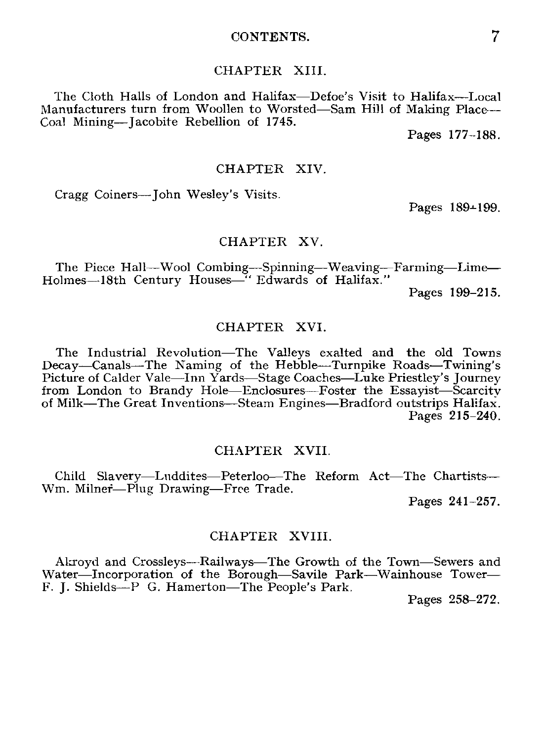## CHAPTER XIII.

The Cloth Halls of London and Halifax—Defoe's Visit to Halifax—Local Manufacturers turn from Woollen to Worsted—Sam Hill of Making Place—Coal Mining—Jacobite Rebellion of 1745.

Pages 177–188.

## CHAPTER XIV.

Cragg Coiners—John Wesley's Visits.

Pages 189–199.

## CHAPTER XV.

The Piece Hall—Wool Combing—Spinning—Weaving—Farming—Lime—Holmes—18th Century Houses—" Edwards of Halifax."

Pages 199–215.

## CHAPTER XVI.

The Industrial Revolution—The Valleys exalted and the old Towns Decay—Canals—The Naming of the Hebble—Turnpike Roads—Twining's Picture of Calder Vale—Inn Yards—Stage Coaches—Luke Priestley's Journey from London to Brandy Hole—Enclosures—Foster the Essayist—Scarcity of Milk—The Great Inventions—Steam Engines—Bradford outstrips Halifax.

Pages 215–240.

## CHAPTER XVII.

Child Slavery—Luddites—Peterloo—The Reform Act—The Chartists—Wm. Milner—Plug Drawing—Free Trade.

Pages 241–257.

## CHAPTER XVIII.

Akroyd and Crossleys—Railways—The Growth of the Town—Sewers and Water—Incorporation of the Borough—Savile Park—Wainhouse Tower—F. J. Shields—P G. Hamerton—The People's Park.

Pages 258–272.